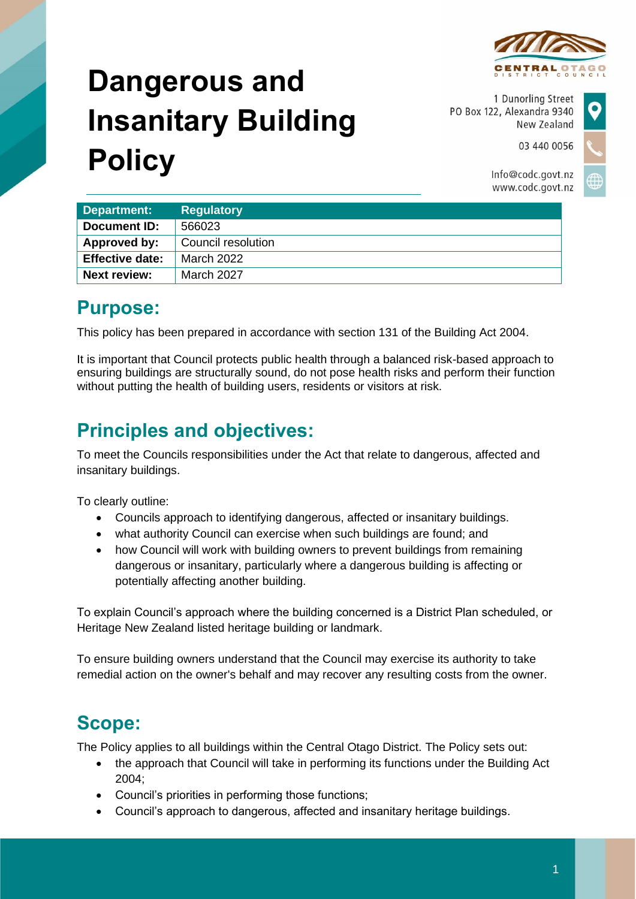# Dangerous and Insanitary Building Policy

1 Dunorling Street
PO Box 122, Alexandra 9340
New Zealand

03 440 0056

Info@codc.govt.nz
www.codc.govt.nz

| | |
|---|---|
| **Department:** | **Regulatory** |
| **Document ID:** | 566023 |
| **Approved by:** | Council resolution |
| **Effective date:** | March 2022 |
| **Next review:** | March 2027 |

## Purpose:

This policy has been prepared in accordance with section 131 of the Building Act 2004.

It is important that Council protects public health through a balanced risk-based approach to ensuring buildings are structurally sound, do not pose health risks and perform their function without putting the health of building users, residents or visitors at risk.

## Principles and objectives:

To meet the Councils responsibilities under the Act that relate to dangerous, affected and insanitary buildings.

To clearly outline:

- Councils approach to identifying dangerous, affected or insanitary buildings.
- what authority Council can exercise when such buildings are found; and
- how Council will work with building owners to prevent buildings from remaining dangerous or insanitary, particularly where a dangerous building is affecting or potentially affecting another building.

To explain Council's approach where the building concerned is a District Plan scheduled, or Heritage New Zealand listed heritage building or landmark.

To ensure building owners understand that the Council may exercise its authority to take remedial action on the owner's behalf and may recover any resulting costs from the owner.

## Scope:

The Policy applies to all buildings within the Central Otago District. The Policy sets out:

- the approach that Council will take in performing its functions under the Building Act 2004;
- Council's priorities in performing those functions;
- Council's approach to dangerous, affected and insanitary heritage buildings.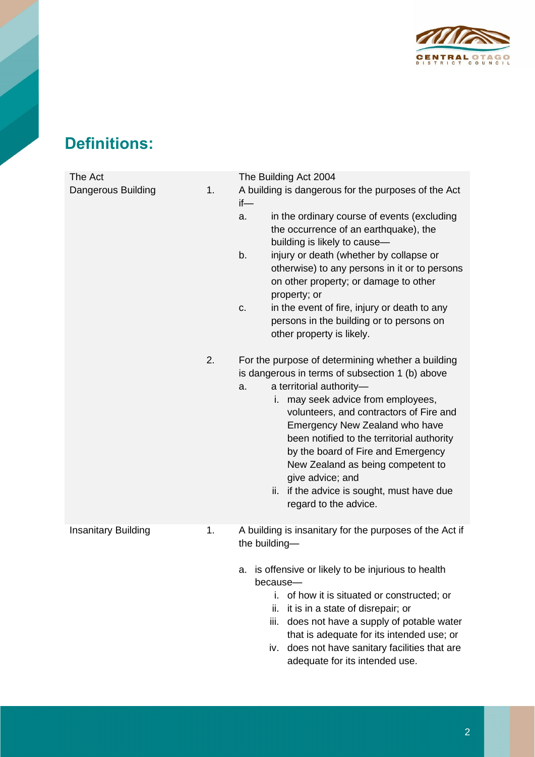## Definitions:

| | | |
|---|---|---|
| The Act | | The Building Act 2004 |
| Dangerous Building | 1. | A building is dangerous for the purposes of the Act if—<br>a. in the ordinary course of events (excluding the occurrence of an earthquake), the building is likely to cause—<br>b. injury or death (whether by collapse or otherwise) to any persons in it or to persons on other property; or damage to other property; or<br>c. in the event of fire, injury or death to any persons in the building or to persons on other property is likely. |
| | 2. | For the purpose of determining whether a building is dangerous in terms of subsection 1 (b) above<br>a. a territorial authority—<br>i. may seek advice from employees, volunteers, and contractors of Fire and Emergency New Zealand who have been notified to the territorial authority by the board of Fire and Emergency New Zealand as being competent to give advice; and<br>ii. if the advice is sought, must have due regard to the advice. |
| Insanitary Building | 1. | A building is insanitary for the purposes of the Act if the building—<br>a. is offensive or likely to be injurious to health because—<br>i. of how it is situated or constructed; or<br>ii. it is in a state of disrepair; or<br>iii. does not have a supply of potable water that is adequate for its intended use; or<br>iv. does not have sanitary facilities that are adequate for its intended use. |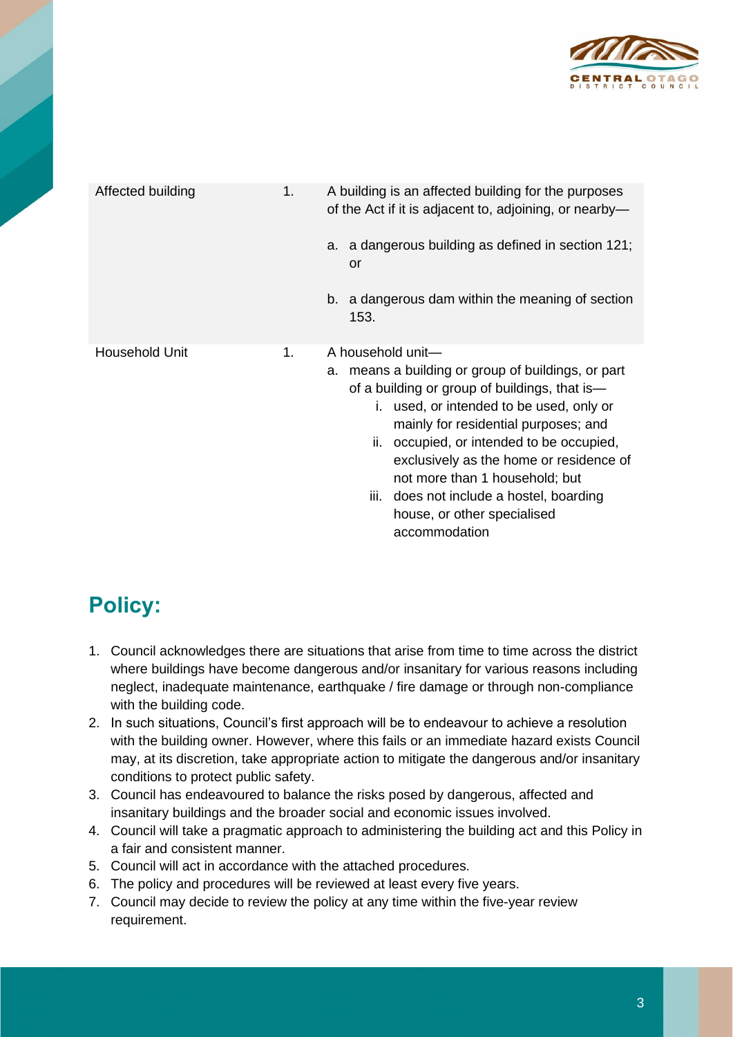| | | |
|---|---|---|
| Affected building | 1. | A building is an affected building for the purposes of the Act if it is adjacent to, adjoining, or nearby—<br><br>a. a dangerous building as defined in section 121; or<br><br>b. a dangerous dam within the meaning of section 153. |
| Household Unit | 1. | A household unit—<br>a. means a building or group of buildings, or part of a building or group of buildings, that is—<br>i. used, or intended to be used, only or mainly for residential purposes; and<br>ii. occupied, or intended to be occupied, exclusively as the home or residence of not more than 1 household; but<br>iii. does not include a hostel, boarding house, or other specialised accommodation |

## Policy:

1. Council acknowledges there are situations that arise from time to time across the district where buildings have become dangerous and/or insanitary for various reasons including neglect, inadequate maintenance, earthquake / fire damage or through non-compliance with the building code.
2. In such situations, Council's first approach will be to endeavour to achieve a resolution with the building owner. However, where this fails or an immediate hazard exists Council may, at its discretion, take appropriate action to mitigate the dangerous and/or insanitary conditions to protect public safety.
3. Council has endeavoured to balance the risks posed by dangerous, affected and insanitary buildings and the broader social and economic issues involved.
4. Council will take a pragmatic approach to administering the building act and this Policy in a fair and consistent manner.
5. Council will act in accordance with the attached procedures.
6. The policy and procedures will be reviewed at least every five years.
7. Council may decide to review the policy at any time within the five-year review requirement.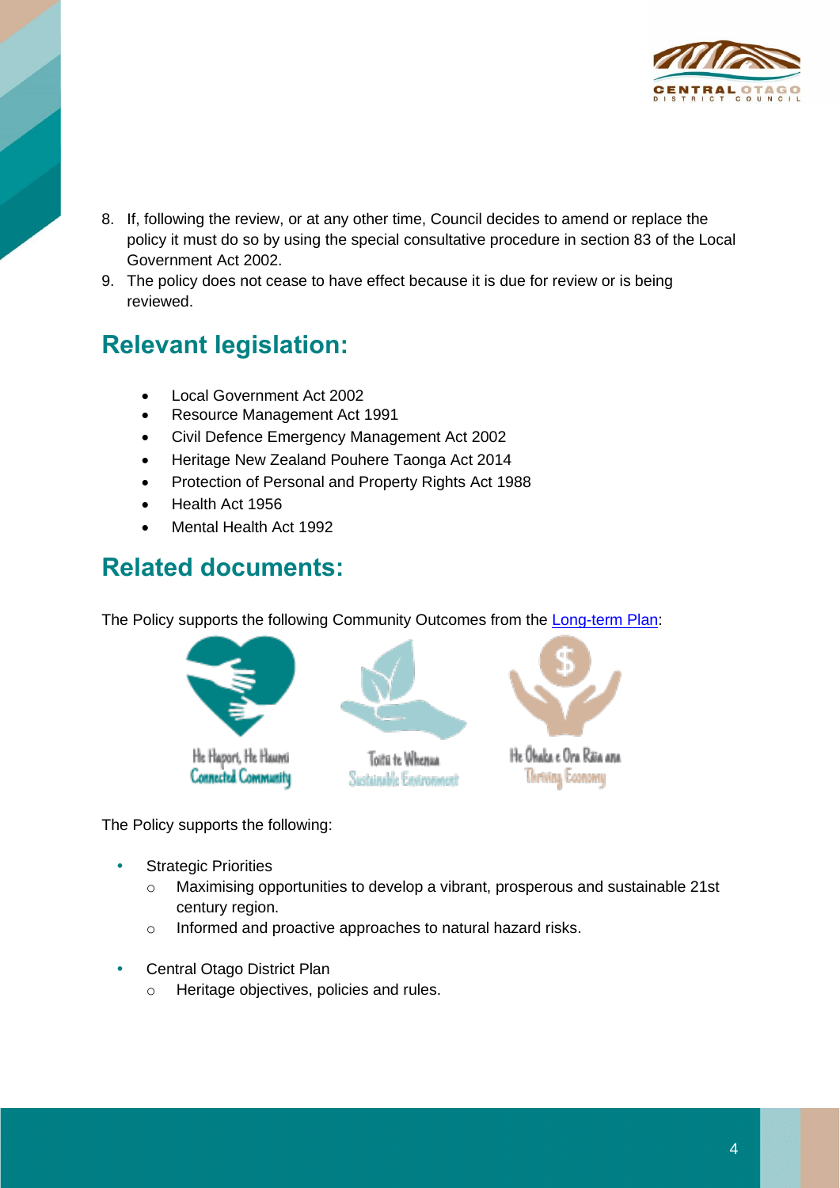8. If, following the review, or at any other time, Council decides to amend or replace the policy it must do so by using the special consultative procedure in section 83 of the Local Government Act 2002.
9. The policy does not cease to have effect because it is due for review or is being reviewed.

## Relevant legislation:

- Local Government Act 2002
- Resource Management Act 1991
- Civil Defence Emergency Management Act 2002
- Heritage New Zealand Pouhere Taonga Act 2014
- Protection of Personal and Property Rights Act 1988
- Health Act 1956
- Mental Health Act 1992

## Related documents:

The Policy supports the following Community Outcomes from the Long-term Plan:

He Haport, He Hauora
Connected Community

Toitū te Whenua
Sustainable Environment

He Ōhaka e Ora Rāia ana
Thriving Economy

The Policy supports the following:

- Strategic Priorities
  - Maximising opportunities to develop a vibrant, prosperous and sustainable 21st century region.
  - Informed and proactive approaches to natural hazard risks.
- Central Otago District Plan
  - Heritage objectives, policies and rules.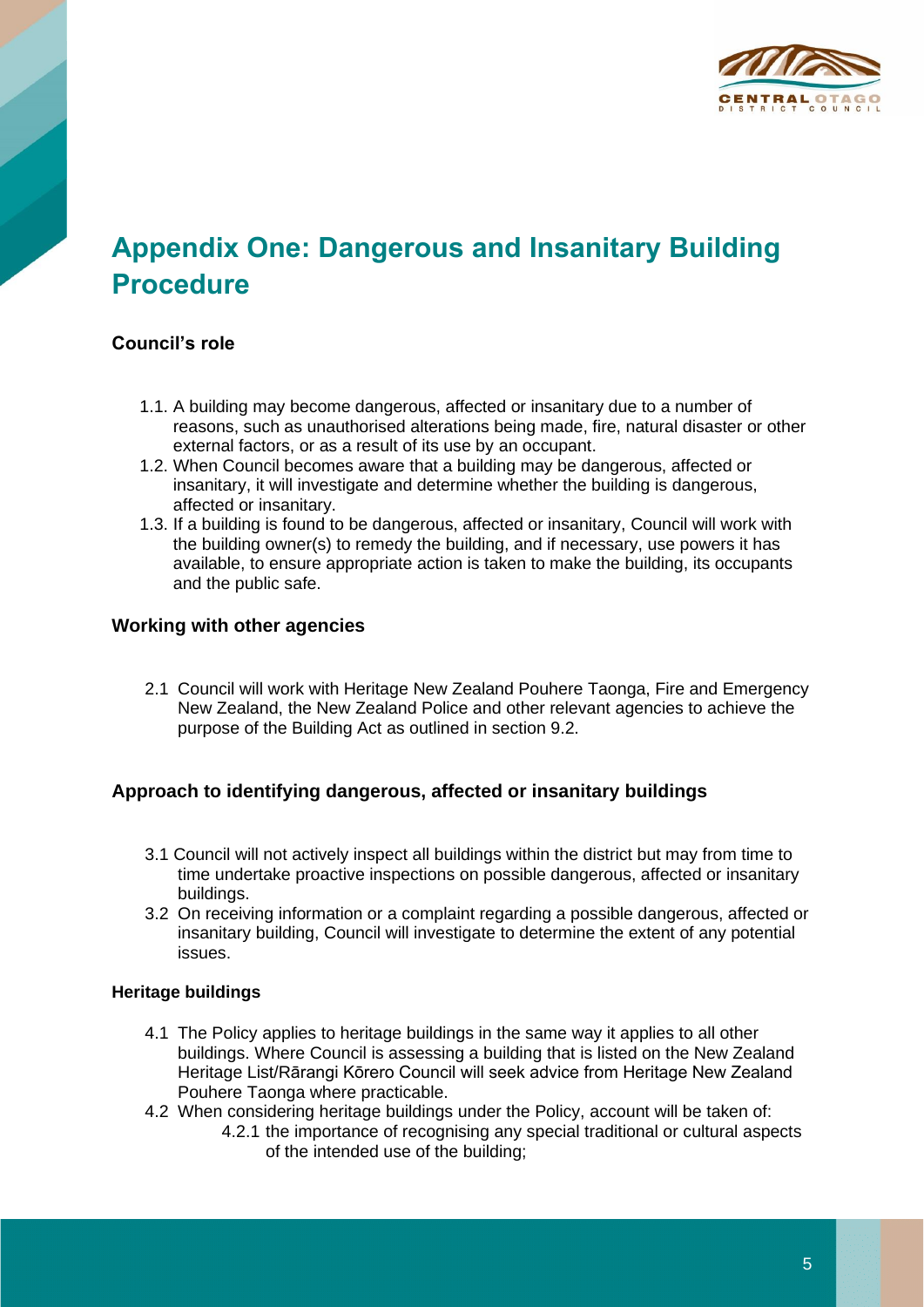# Appendix One: Dangerous and Insanitary Building Procedure

### Council's role

1.1. A building may become dangerous, affected or insanitary due to a number of reasons, such as unauthorised alterations being made, fire, natural disaster or other external factors, or as a result of its use by an occupant.

1.2. When Council becomes aware that a building may be dangerous, affected or insanitary, it will investigate and determine whether the building is dangerous, affected or insanitary.

1.3. If a building is found to be dangerous, affected or insanitary, Council will work with the building owner(s) to remedy the building, and if necessary, use powers it has available, to ensure appropriate action is taken to make the building, its occupants and the public safe.

### Working with other agencies

2.1 Council will work with Heritage New Zealand Pouhere Taonga, Fire and Emergency New Zealand, the New Zealand Police and other relevant agencies to achieve the purpose of the Building Act as outlined in section 9.2.

### Approach to identifying dangerous, affected or insanitary buildings

3.1 Council will not actively inspect all buildings within the district but may from time to time undertake proactive inspections on possible dangerous, affected or insanitary buildings.

3.2 On receiving information or a complaint regarding a possible dangerous, affected or insanitary building, Council will investigate to determine the extent of any potential issues.

#### Heritage buildings

4.1 The Policy applies to heritage buildings in the same way it applies to all other buildings. Where Council is assessing a building that is listed on the New Zealand Heritage List/Rārangi Kōrero Council will seek advice from Heritage New Zealand Pouhere Taonga where practicable.

4.2 When considering heritage buildings under the Policy, account will be taken of:

   4.2.1 the importance of recognising any special traditional or cultural aspects of the intended use of the building;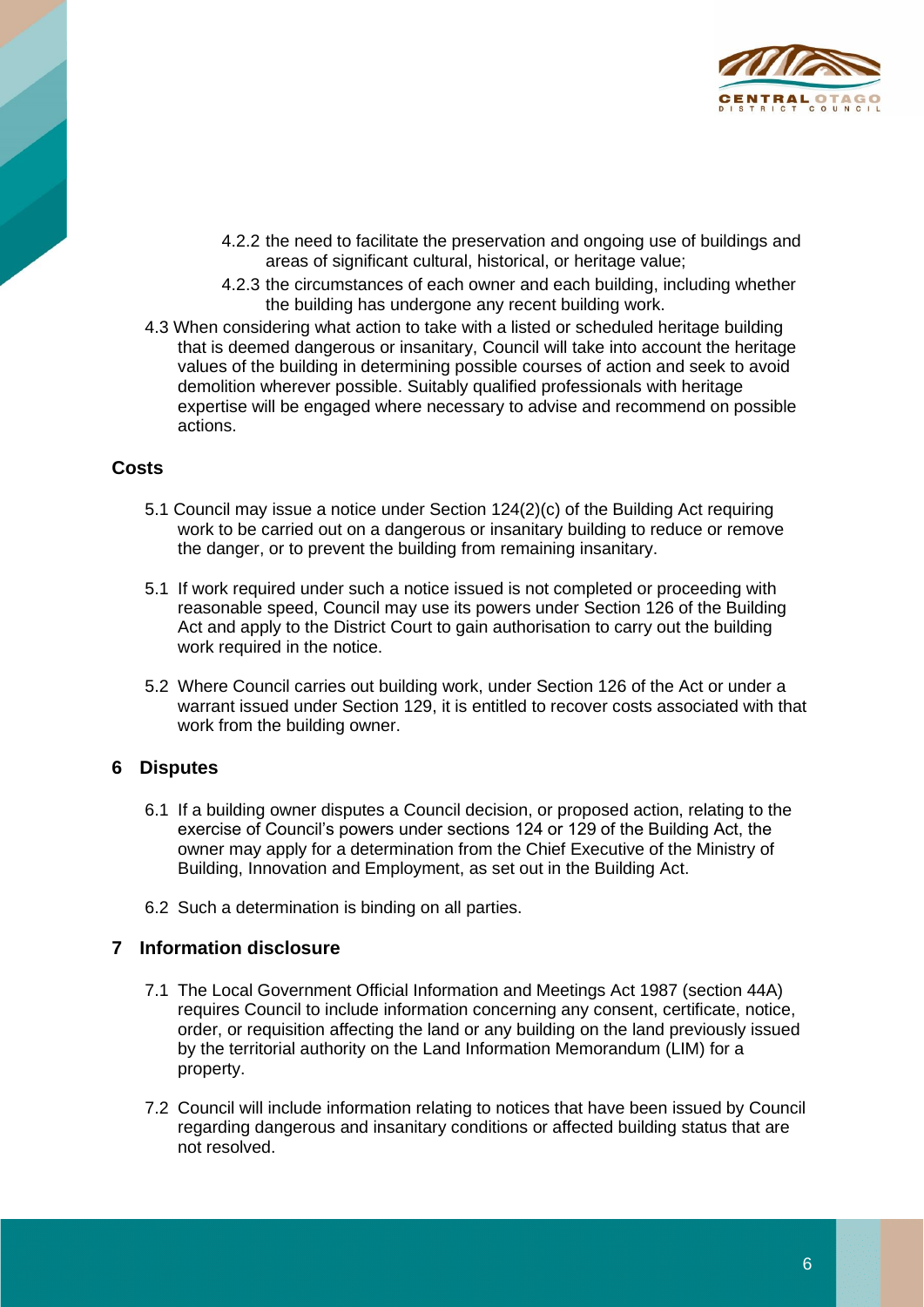4.2.2 the need to facilitate the preservation and ongoing use of buildings and areas of significant cultural, historical, or heritage value;

4.2.3 the circumstances of each owner and each building, including whether the building has undergone any recent building work.

4.3 When considering what action to take with a listed or scheduled heritage building that is deemed dangerous or insanitary, Council will take into account the heritage values of the building in determining possible courses of action and seek to avoid demolition wherever possible. Suitably qualified professionals with heritage expertise will be engaged where necessary to advise and recommend on possible actions.

## Costs

5.1 Council may issue a notice under Section 124(2)(c) of the Building Act requiring work to be carried out on a dangerous or insanitary building to reduce or remove the danger, or to prevent the building from remaining insanitary.

5.1 If work required under such a notice issued is not completed or proceeding with reasonable speed, Council may use its powers under Section 126 of the Building Act and apply to the District Court to gain authorisation to carry out the building work required in the notice.

5.2 Where Council carries out building work, under Section 126 of the Act or under a warrant issued under Section 129, it is entitled to recover costs associated with that work from the building owner.

## 6 Disputes

6.1 If a building owner disputes a Council decision, or proposed action, relating to the exercise of Council's powers under sections 124 or 129 of the Building Act, the owner may apply for a determination from the Chief Executive of the Ministry of Building, Innovation and Employment, as set out in the Building Act.

6.2 Such a determination is binding on all parties.

## 7 Information disclosure

7.1 The Local Government Official Information and Meetings Act 1987 (section 44A) requires Council to include information concerning any consent, certificate, notice, order, or requisition affecting the land or any building on the land previously issued by the territorial authority on the Land Information Memorandum (LIM) for a property.

7.2 Council will include information relating to notices that have been issued by Council regarding dangerous and insanitary conditions or affected building status that are not resolved.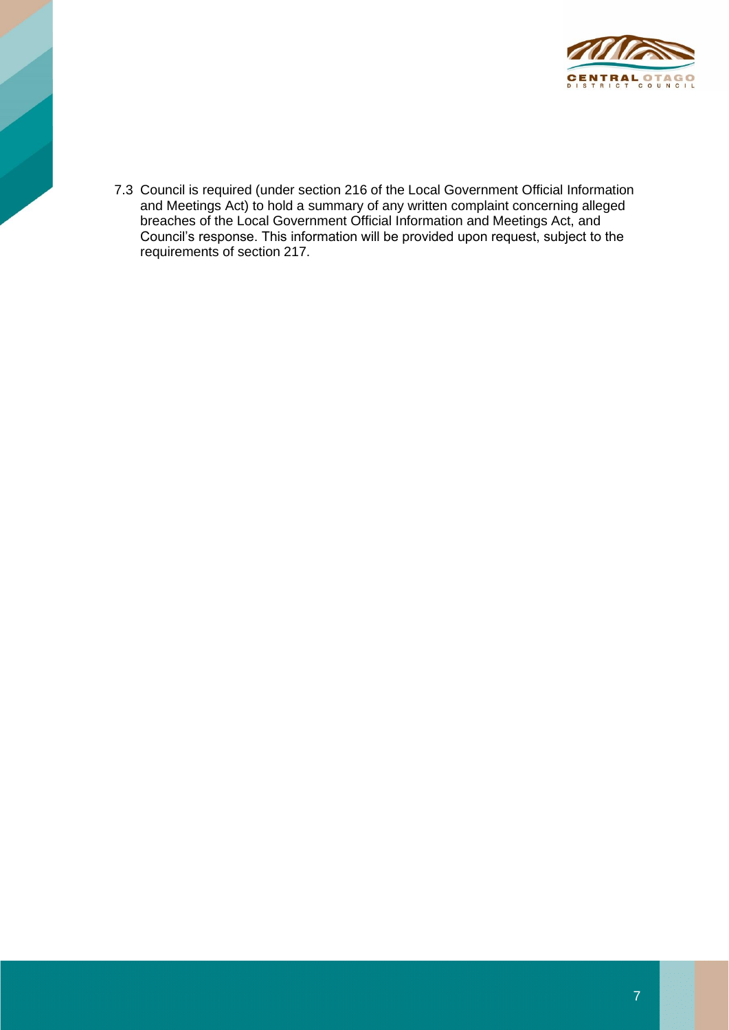7.3 Council is required (under section 216 of the Local Government Official Information and Meetings Act) to hold a summary of any written complaint concerning alleged breaches of the Local Government Official Information and Meetings Act, and Council's response. This information will be provided upon request, subject to the requirements of section 217.